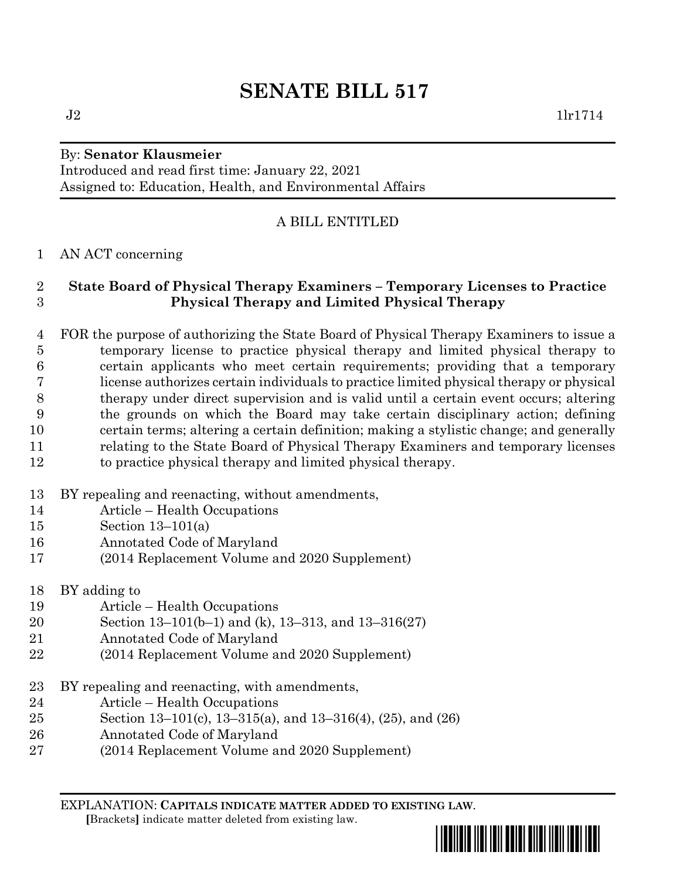# SENATE BILL 517

J2 1lr1714

By: **Senator Klausmeier**
Introduced and read first time: January 22, 2021
Assigned to: Education, Health, and Environmental Affairs

A BILL ENTITLED

1 AN ACT concerning

2 **State Board of Physical Therapy Examiners – Temporary Licenses to Practice**
3 **Physical Therapy and Limited Physical Therapy**

4 FOR the purpose of authorizing the State Board of Physical Therapy Examiners to issue a
5 temporary license to practice physical therapy and limited physical therapy to
6 certain applicants who meet certain requirements; providing that a temporary
7 license authorizes certain individuals to practice limited physical therapy or physical
8 therapy under direct supervision and is valid until a certain event occurs; altering
9 the grounds on which the Board may take certain disciplinary action; defining
10 certain terms; altering a certain definition; making a stylistic change; and generally
11 relating to the State Board of Physical Therapy Examiners and temporary licenses
12 to practice physical therapy and limited physical therapy.

13 BY repealing and reenacting, without amendments,
14 Article – Health Occupations
15 Section 13–101(a)
16 Annotated Code of Maryland
17 (2014 Replacement Volume and 2020 Supplement)

18 BY adding to
19 Article – Health Occupations
20 Section 13–101(b–1) and (k), 13–313, and 13–316(27)
21 Annotated Code of Maryland
22 (2014 Replacement Volume and 2020 Supplement)

23 BY repealing and reenacting, with amendments,
24 Article – Health Occupations
25 Section 13–101(c), 13–315(a), and 13–316(4), (25), and (26)
26 Annotated Code of Maryland
27 (2014 Replacement Volume and 2020 Supplement)

EXPLANATION: **CAPITALS INDICATE MATTER ADDED TO EXISTING LAW**.
**[**Brackets**]** indicate matter deleted from existing law.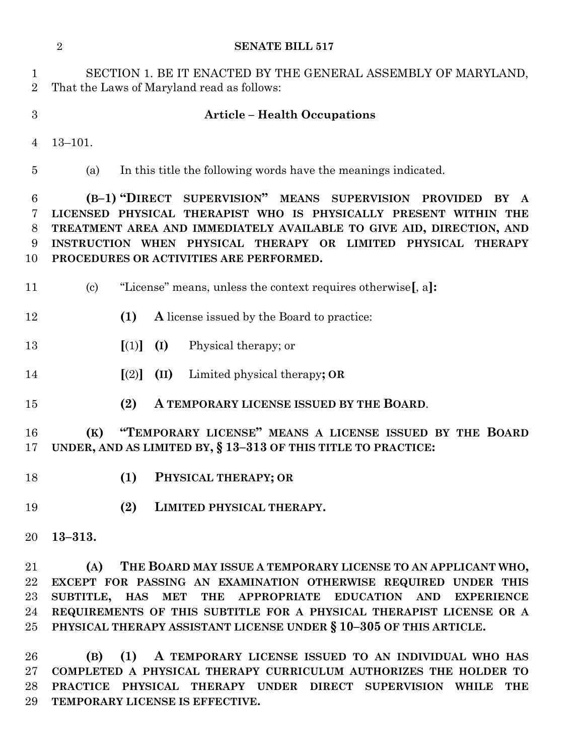SECTION 1. BE IT ENACTED BY THE GENERAL ASSEMBLY OF MARYLAND, That the Laws of Maryland read as follows:

### Article – Health Occupations

13–101.

(a) In this title the following words have the meanings indicated.

**(B–1) "DIRECT SUPERVISION" MEANS SUPERVISION PROVIDED BY A LICENSED PHYSICAL THERAPIST WHO IS PHYSICALLY PRESENT WITHIN THE TREATMENT AREA AND IMMEDIATELY AVAILABLE TO GIVE AID, DIRECTION, AND INSTRUCTION WHEN PHYSICAL THERAPY OR LIMITED PHYSICAL THERAPY PROCEDURES OR ACTIVITIES ARE PERFORMED.**

(c) "License" means, unless the context requires otherwise**[**, a**]:**

**(1) A** license issued by the Board to practice:

**[**(1)**]** **(I)** Physical therapy; or

**[**(2)**]** **(II)** Limited physical therapy**; OR**

**(2) A TEMPORARY LICENSE ISSUED BY THE BOARD**.

**(K) "TEMPORARY LICENSE" MEANS A LICENSE ISSUED BY THE BOARD UNDER, AND AS LIMITED BY, § 13–313 OF THIS TITLE TO PRACTICE:**

**(1) PHYSICAL THERAPY; OR**

**(2) LIMITED PHYSICAL THERAPY.**

**13–313.**

**(A) THE BOARD MAY ISSUE A TEMPORARY LICENSE TO AN APPLICANT WHO, EXCEPT FOR PASSING AN EXAMINATION OTHERWISE REQUIRED UNDER THIS SUBTITLE, HAS MET THE APPROPRIATE EDUCATION AND EXPERIENCE REQUIREMENTS OF THIS SUBTITLE FOR A PHYSICAL THERAPIST LICENSE OR A PHYSICAL THERAPY ASSISTANT LICENSE UNDER § 10–305 OF THIS ARTICLE.**

**(B) (1) A TEMPORARY LICENSE ISSUED TO AN INDIVIDUAL WHO HAS COMPLETED A PHYSICAL THERAPY CURRICULUM AUTHORIZES THE HOLDER TO PRACTICE PHYSICAL THERAPY UNDER DIRECT SUPERVISION WHILE THE TEMPORARY LICENSE IS EFFECTIVE.**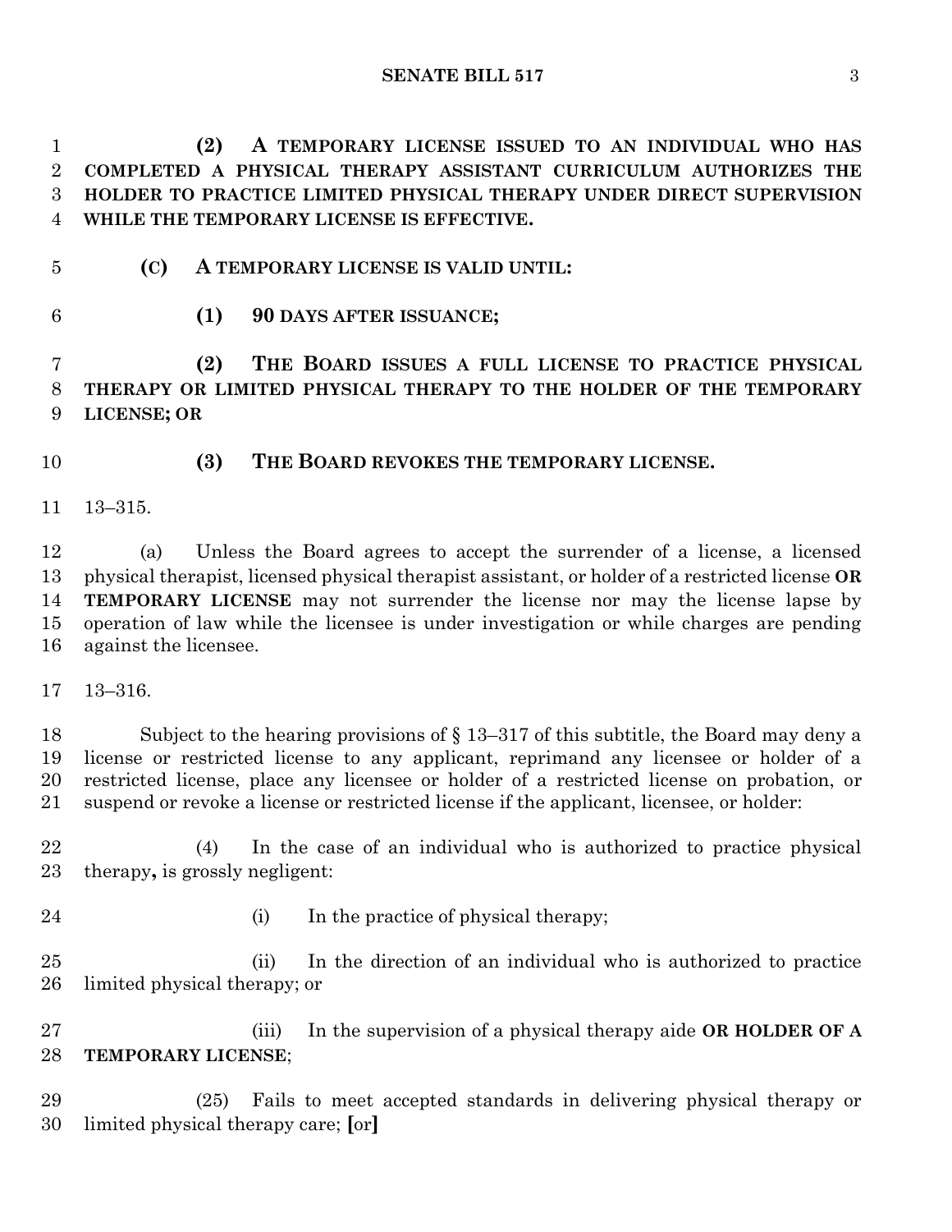**(2) A TEMPORARY LICENSE ISSUED TO AN INDIVIDUAL WHO HAS COMPLETED A PHYSICAL THERAPY ASSISTANT CURRICULUM AUTHORIZES THE HOLDER TO PRACTICE LIMITED PHYSICAL THERAPY UNDER DIRECT SUPERVISION WHILE THE TEMPORARY LICENSE IS EFFECTIVE.**

**(C) A TEMPORARY LICENSE IS VALID UNTIL:**

**(1) 90 DAYS AFTER ISSUANCE;**

**(2) THE BOARD ISSUES A FULL LICENSE TO PRACTICE PHYSICAL THERAPY OR LIMITED PHYSICAL THERAPY TO THE HOLDER OF THE TEMPORARY LICENSE; OR**

**(3) THE BOARD REVOKES THE TEMPORARY LICENSE.**

13–315.

(a) Unless the Board agrees to accept the surrender of a license, a licensed physical therapist, licensed physical therapist assistant, or holder of a restricted license **OR TEMPORARY LICENSE** may not surrender the license nor may the license lapse by operation of law while the licensee is under investigation or while charges are pending against the licensee.

13–316.

Subject to the hearing provisions of § 13–317 of this subtitle, the Board may deny a license or restricted license to any applicant, reprimand any licensee or holder of a restricted license, place any licensee or holder of a restricted license on probation, or suspend or revoke a license or restricted license if the applicant, licensee, or holder:

(4) In the case of an individual who is authorized to practice physical therapy**,** is grossly negligent:

(i) In the practice of physical therapy;

(ii) In the direction of an individual who is authorized to practice limited physical therapy; or

(iii) In the supervision of a physical therapy aide **OR HOLDER OF A TEMPORARY LICENSE**;

(25) Fails to meet accepted standards in delivering physical therapy or limited physical therapy care; **[**or**]**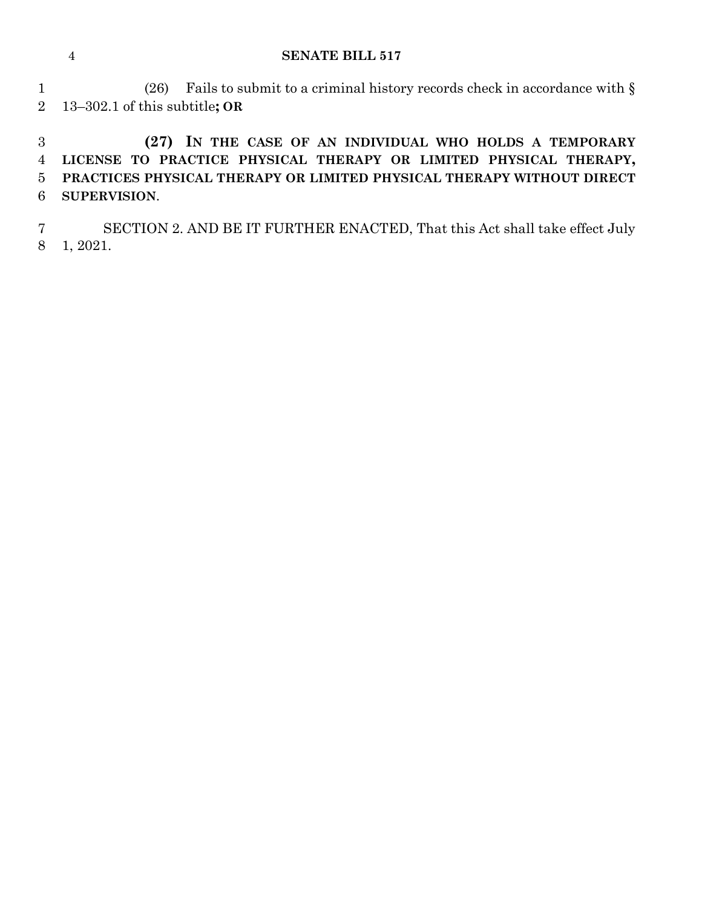(26) Fails to submit to a criminal history records check in accordance with § 13–302.1 of this subtitle**; OR**

**(27) IN THE CASE OF AN INDIVIDUAL WHO HOLDS A TEMPORARY LICENSE TO PRACTICE PHYSICAL THERAPY OR LIMITED PHYSICAL THERAPY, PRACTICES PHYSICAL THERAPY OR LIMITED PHYSICAL THERAPY WITHOUT DIRECT SUPERVISION**.

SECTION 2. AND BE IT FURTHER ENACTED, That this Act shall take effect July 1, 2021.